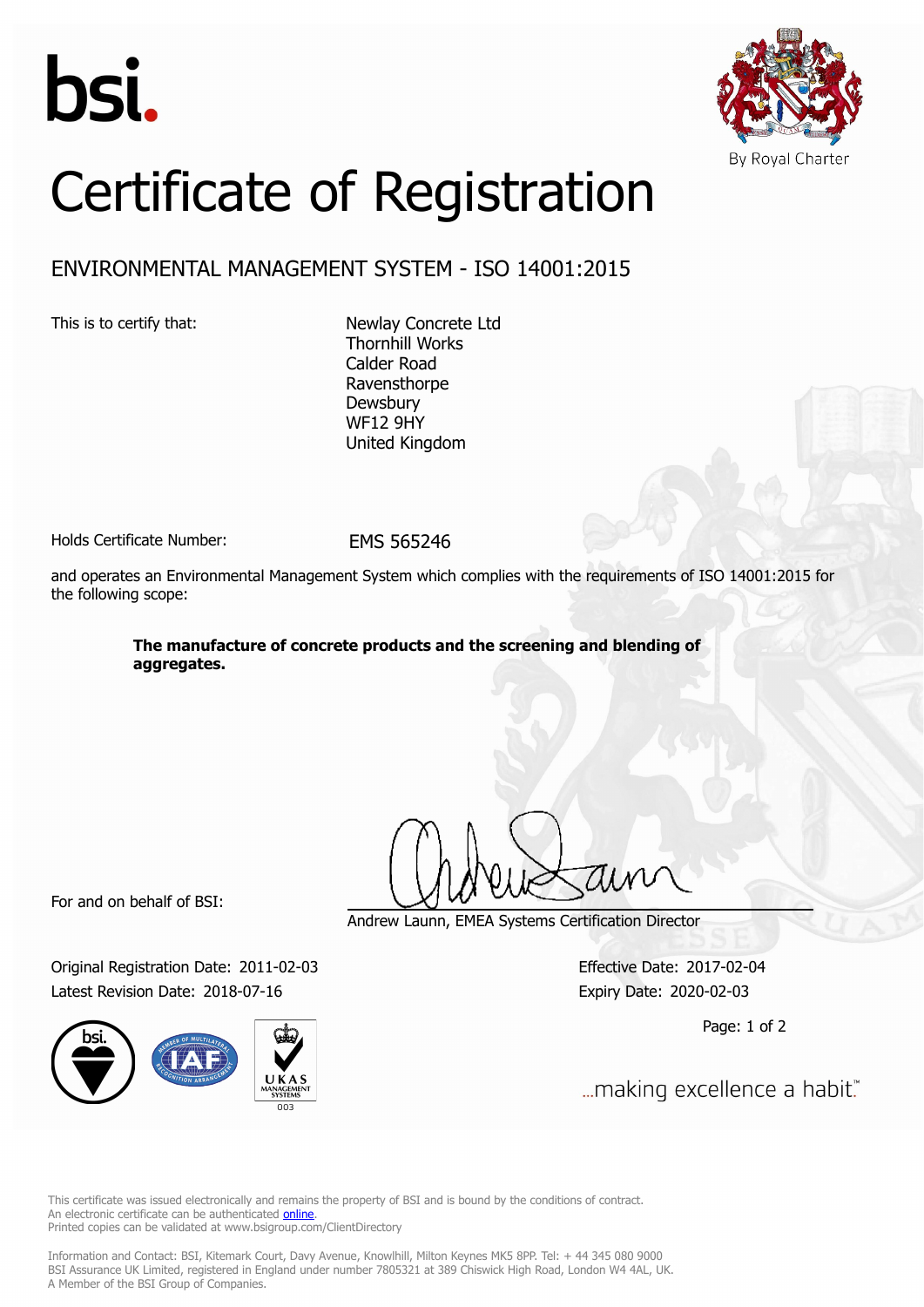bsi.

By Royal Charter

# Certificate of Registration

## ENVIRONMENTAL MANAGEMENT SYSTEM - ISO 14001:2015

This is to certify that:

Newlay Concrete Ltd
Thornhill Works
Calder Road
Ravensthorpe
Dewsbury
WF12 9HY
United Kingdom

Holds Certificate Number: EMS 565246

and operates an Environmental Management System which complies with the requirements of ISO 14001:2015 for the following scope:

**The manufacture of concrete products and the screening and blending of aggregates.**

For and on behalf of BSI:

Andrew Launn, EMEA Systems Certification Director

Original Registration Date: 2011-02-03
Latest Revision Date: 2018-07-16

Effective Date: 2017-02-04
Expiry Date: 2020-02-03

...making excellence a habit.™

This certificate was issued electronically and remains the property of BSI and is bound by the conditions of contract.
An electronic certificate can be authenticated online.
Printed copies can be validated at www.bsigroup.com/ClientDirectory

Information and Contact: BSI, Kitemark Court, Davy Avenue, Knowlhill, Milton Keynes MK5 8PP. Tel: + 44 345 080 9000
BSI Assurance UK Limited, registered in England under number 7805321 at 389 Chiswick High Road, London W4 4AL, UK.
A Member of the BSI Group of Companies.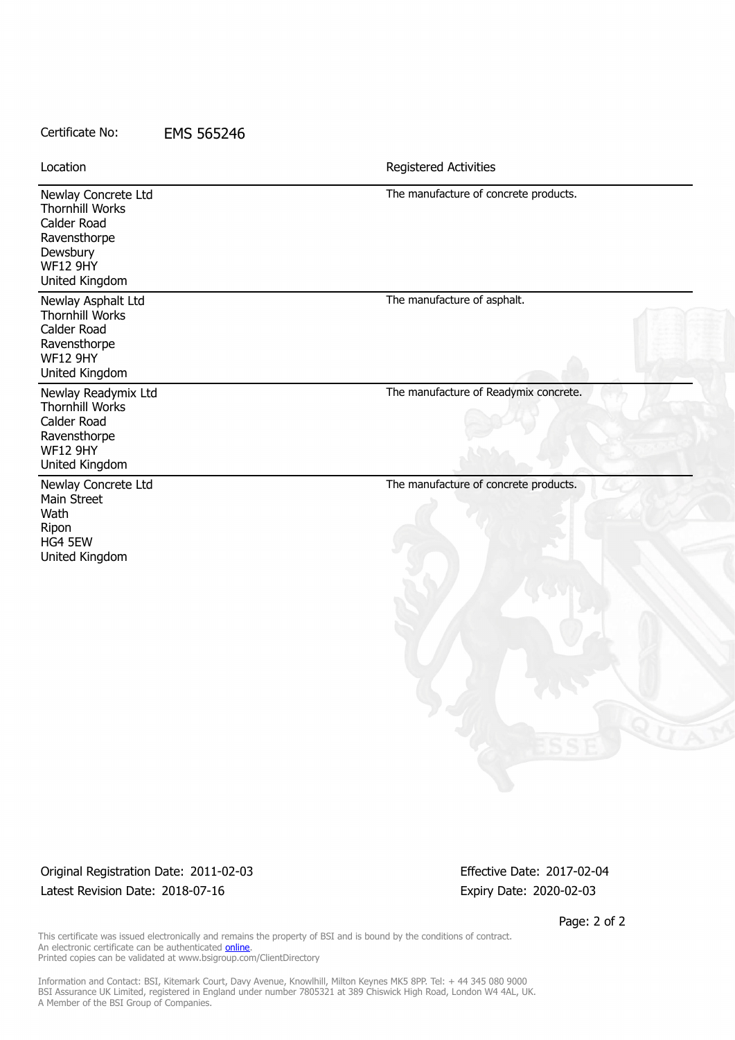Certificate No: EMS 565246

| Location | Registered Activities |
| --- | --- |
| Newlay Concrete Ltd<br>Thornhill Works<br>Calder Road<br>Ravensthorpe<br>Dewsbury<br>WF12 9HY<br>United Kingdom | The manufacture of concrete products. |
| Newlay Asphalt Ltd<br>Thornhill Works<br>Calder Road<br>Ravensthorpe<br>WF12 9HY<br>United Kingdom | The manufacture of asphalt. |
| Newlay Readymix Ltd<br>Thornhill Works<br>Calder Road<br>Ravensthorpe<br>WF12 9HY<br>United Kingdom | The manufacture of Readymix concrete. |
| Newlay Concrete Ltd<br>Main Street<br>Wath<br>Ripon<br>HG4 5EW<br>United Kingdom | The manufacture of concrete products. |

Original Registration Date: 2011-02-03

Latest Revision Date: 2018-07-16

Effective Date: 2017-02-04

Expiry Date: 2020-02-03

This certificate was issued electronically and remains the property of BSI and is bound by the conditions of contract.
An electronic certificate can be authenticated online.
Printed copies can be validated at www.bsigroup.com/ClientDirectory

Information and Contact: BSI, Kitemark Court, Davy Avenue, Knowlhill, Milton Keynes MK5 8PP. Tel: + 44 345 080 9000
BSI Assurance UK Limited, registered in England under number 7805321 at 389 Chiswick High Road, London W4 4AL, UK.
A Member of the BSI Group of Companies.